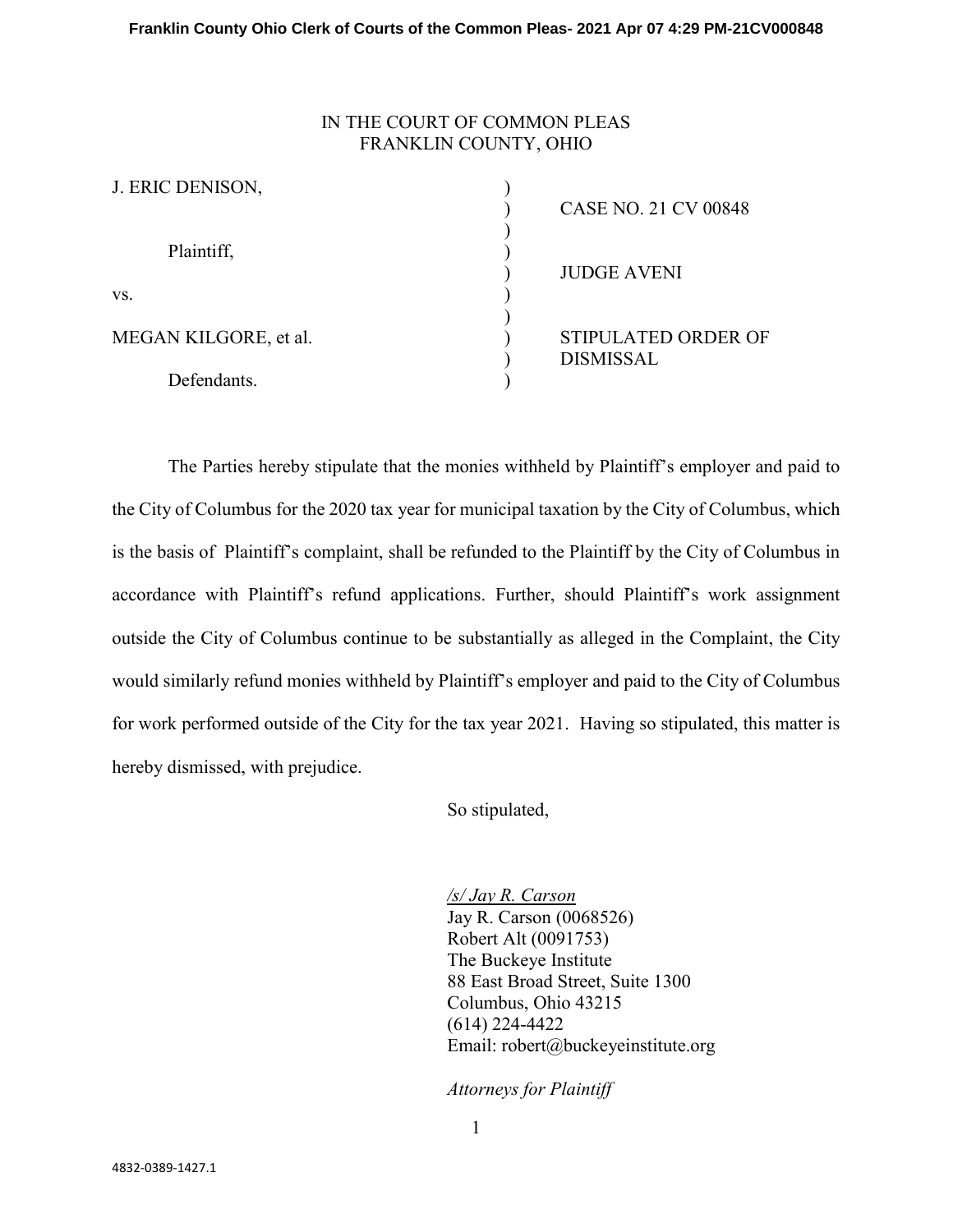Franklin County Ohio Clerk of Courts of the Common Pleas- 2021 Apr 07 4:29 PM-21CV000848

IN THE COURT OF COMMON PLEAS
FRANKLIN COUNTY, OHIO

| | | |
|---|---|---|
| J. ERIC DENISON, | ) | CASE NO. 21 CV 00848 |
| Plaintiff, | ) | JUDGE AVENI |
| vs. | ) | |
| MEGAN KILGORE, et al. | ) | STIPULATED ORDER OF DISMISSAL |
| Defendants. | ) | |

The Parties hereby stipulate that the monies withheld by Plaintiff's employer and paid to the City of Columbus for the 2020 tax year for municipal taxation by the City of Columbus, which is the basis of Plaintiff's complaint, shall be refunded to the Plaintiff by the City of Columbus in accordance with Plaintiff's refund applications. Further, should Plaintiff's work assignment outside the City of Columbus continue to be substantially as alleged in the Complaint, the City would similarly refund monies withheld by Plaintiff's employer and paid to the City of Columbus for work performed outside of the City for the tax year 2021. Having so stipulated, this matter is hereby dismissed, with prejudice.

So stipulated,

*/s/ Jay R. Carson*
Jay R. Carson (0068526)
Robert Alt (0091753)
The Buckeye Institute
88 East Broad Street, Suite 1300
Columbus, Ohio 43215
(614) 224-4422
Email: robert@buckeyeinstitute.org

*Attorneys for Plaintiff*

4832-0389-1427.1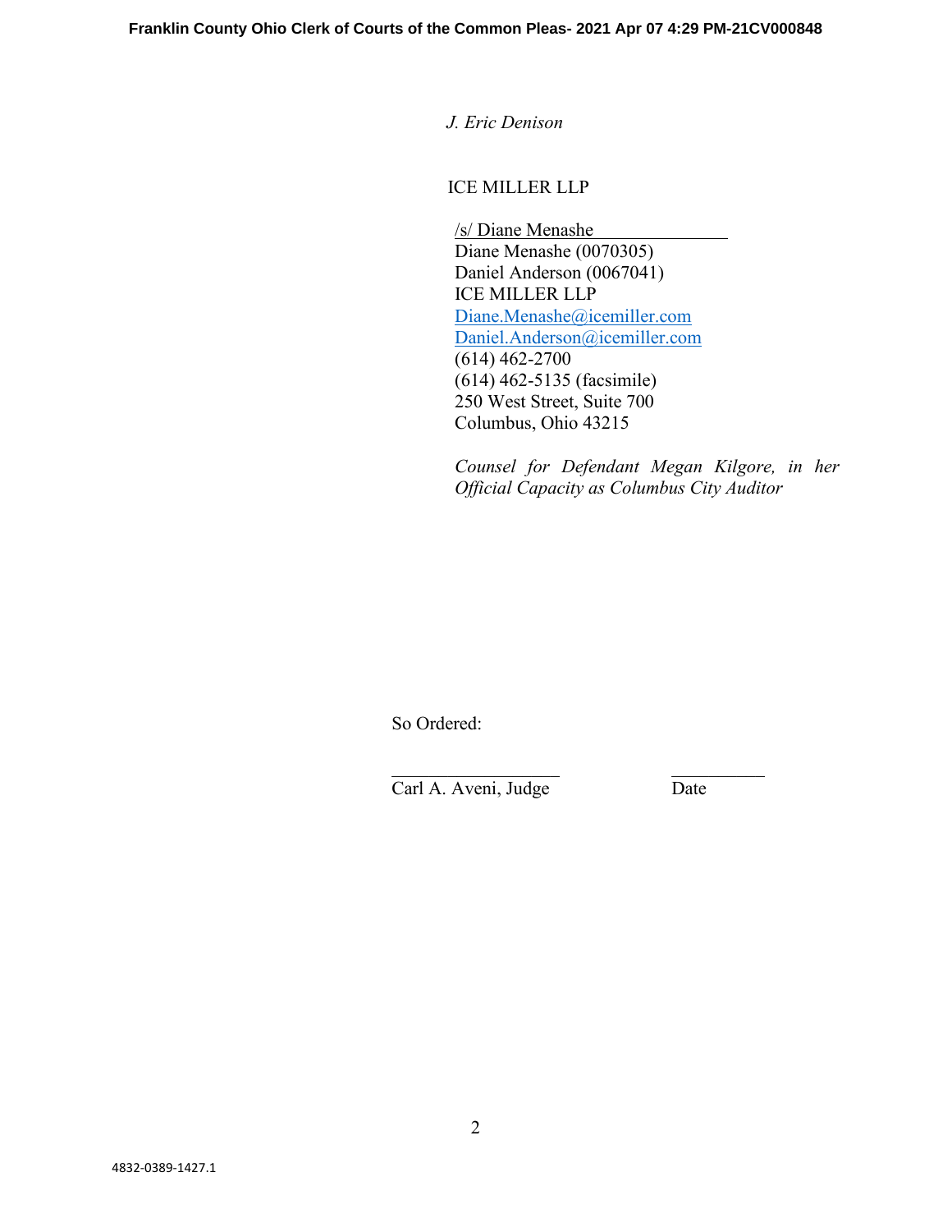*J. Eric Denison*

ICE MILLER LLP

/s/ Diane Menashe
Diane Menashe (0070305)
Daniel Anderson (0067041)
ICE MILLER LLP
Diane.Menashe@icemiller.com
Daniel.Anderson@icemiller.com
(614) 462-2700
(614) 462-5135 (facsimile)
250 West Street, Suite 700
Columbus, Ohio 43215

*Counsel for Defendant Megan Kilgore, in her Official Capacity as Columbus City Auditor*

So Ordered:

\_\_\_\_\_\_\_\_\_\_\_\_\_\_\_\_\_\_\_\_ \_\_\_\_\_\_\_\_\_\_
Carl A. Aveni, Judge Date

4832-0389-1427.1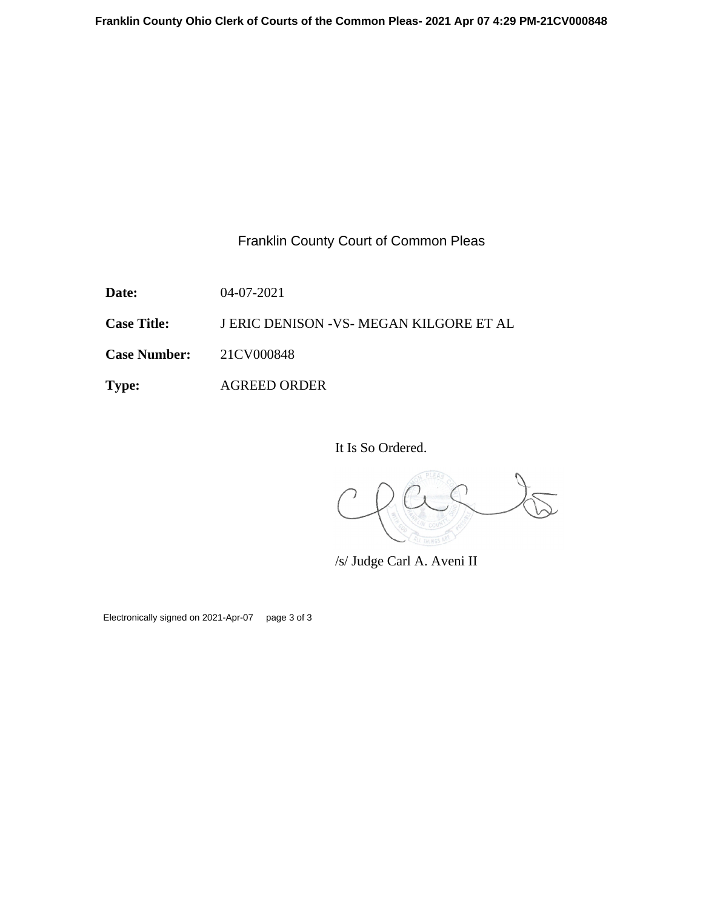Franklin County Court of Common Pleas

| | |
|---|---|
| **Date:** | 04-07-2021 |
| **Case Title:** | J ERIC DENISON -VS- MEGAN KILGORE ET AL |
| **Case Number:** | 21CV000848 |
| **Type:** | AGREED ORDER |

It Is So Ordered.

/s/ Judge Carl A. Aveni II

Electronically signed on 2021-Apr-07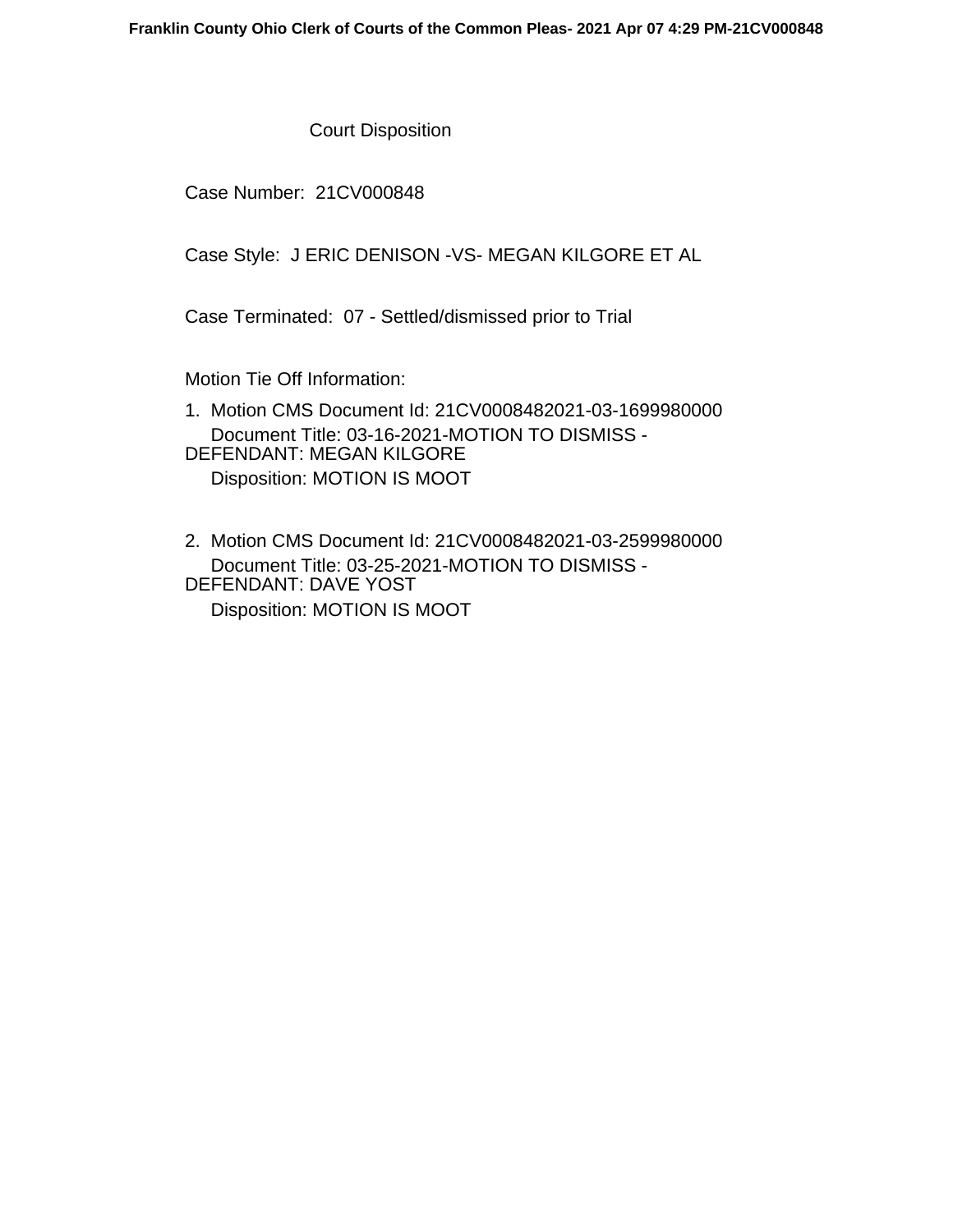# Court Disposition

Case Number: 21CV000848

Case Style: J ERIC DENISON -VS- MEGAN KILGORE ET AL

Case Terminated: 07 - Settled/dismissed prior to Trial

Motion Tie Off Information:

1. Motion CMS Document Id: 21CV0008482021-03-1699980000
   Document Title: 03-16-2021-MOTION TO DISMISS - DEFENDANT: MEGAN KILGORE
   Disposition: MOTION IS MOOT

2. Motion CMS Document Id: 21CV0008482021-03-2599980000
   Document Title: 03-25-2021-MOTION TO DISMISS - DEFENDANT: DAVE YOST
   Disposition: MOTION IS MOOT